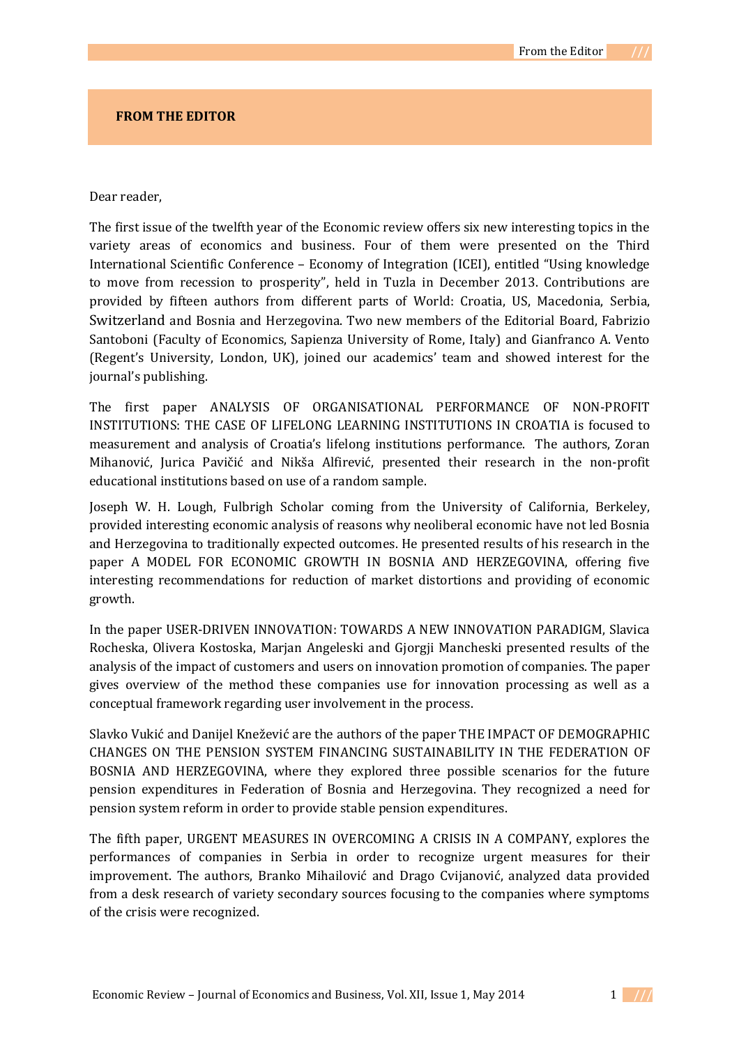# FROM THE EDITOR

Dear reader,

The first issue of the twelfth year of the Economic review offers six new interesting topics in the variety areas of economics and business. Four of them were presented on the Third International Scientific Conference – Economy of Integration (ICEI), entitled "Using knowledge to move from recession to prosperity", held in Tuzla in December 2013. Contributions are provided by fifteen authors from different parts of World: Croatia, US, Macedonia, Serbia, Switzerland and Bosnia and Herzegovina. Two new members of the Editorial Board, Fabrizio Santoboni (Faculty of Economics, Sapienza University of Rome, Italy) and Gianfranco A. Vento (Regent's University, London, UK), joined our academics' team and showed interest for the journal's publishing.

The first paper ANALYSIS OF ORGANISATIONAL PERFORMANCE OF NON-PROFIT INSTITUTIONS: THE CASE OF LIFELONG LEARNING INSTITUTIONS IN CROATIA is focused to measurement and analysis of Croatia's lifelong institutions performance. The authors, Zoran Mihanović, Jurica Pavičić and Nikša Alfirević, presented their research in the non-profit educational institutions based on use of a random sample.

Joseph W. H. Lough, Fulbrigh Scholar coming from the University of California, Berkeley, provided interesting economic analysis of reasons why neoliberal economic have not led Bosnia and Herzegovina to traditionally expected outcomes. He presented results of his research in the paper A MODEL FOR ECONOMIC GROWTH IN BOSNIA AND HERZEGOVINA, offering five interesting recommendations for reduction of market distortions and providing of economic growth.

In the paper USER-DRIVEN INNOVATION: TOWARDS A NEW INNOVATION PARADIGM, Slavica Rocheska, Olivera Kostoska, Marjan Angeleski and Gjorgji Mancheski presented results of the analysis of the impact of customers and users on innovation promotion of companies. The paper gives overview of the method these companies use for innovation processing as well as a conceptual framework regarding user involvement in the process.

Slavko Vukić and Danijel Knežević are the authors of the paper THE IMPACT OF DEMOGRAPHIC CHANGES ON THE PENSION SYSTEM FINANCING SUSTAINABILITY IN THE FEDERATION OF BOSNIA AND HERZEGOVINA, where they explored three possible scenarios for the future pension expenditures in Federation of Bosnia and Herzegovina. They recognized a need for pension system reform in order to provide stable pension expenditures.

The fifth paper, URGENT MEASURES IN OVERCOMING A CRISIS IN A COMPANY, explores the performances of companies in Serbia in order to recognize urgent measures for their improvement. The authors, Branko Mihailović and Drago Cvijanović, analyzed data provided from a desk research of variety secondary sources focusing to the companies where symptoms of the crisis were recognized.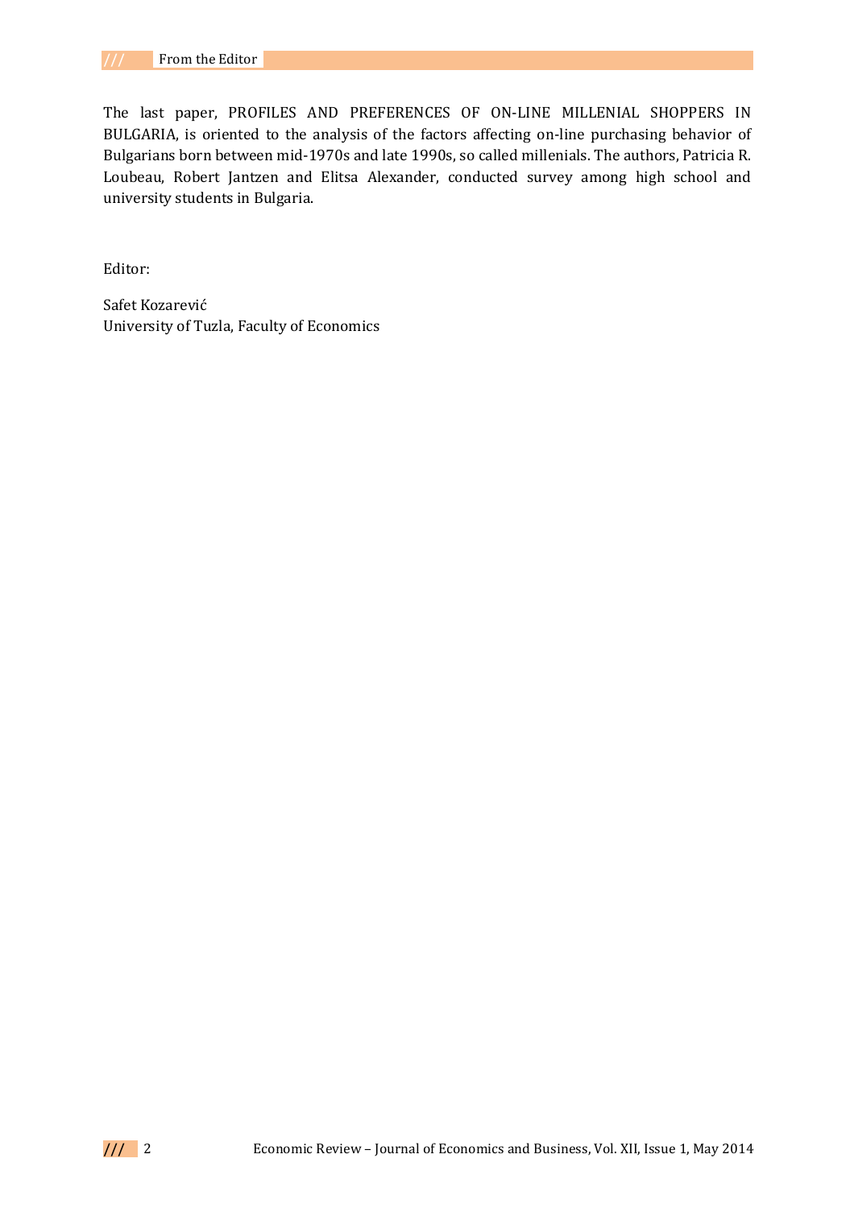The last paper, PROFILES AND PREFERENCES OF ON-LINE MILLENIAL SHOPPERS IN BULGARIA, is oriented to the analysis of the factors affecting on-line purchasing behavior of Bulgarians born between mid-1970s and late 1990s, so called millenials. The authors, Patricia R. Loubeau, Robert Jantzen and Elitsa Alexander, conducted survey among high school and university students in Bulgaria.

Editor:

Safet Kozarević
University of Tuzla, Faculty of Economics